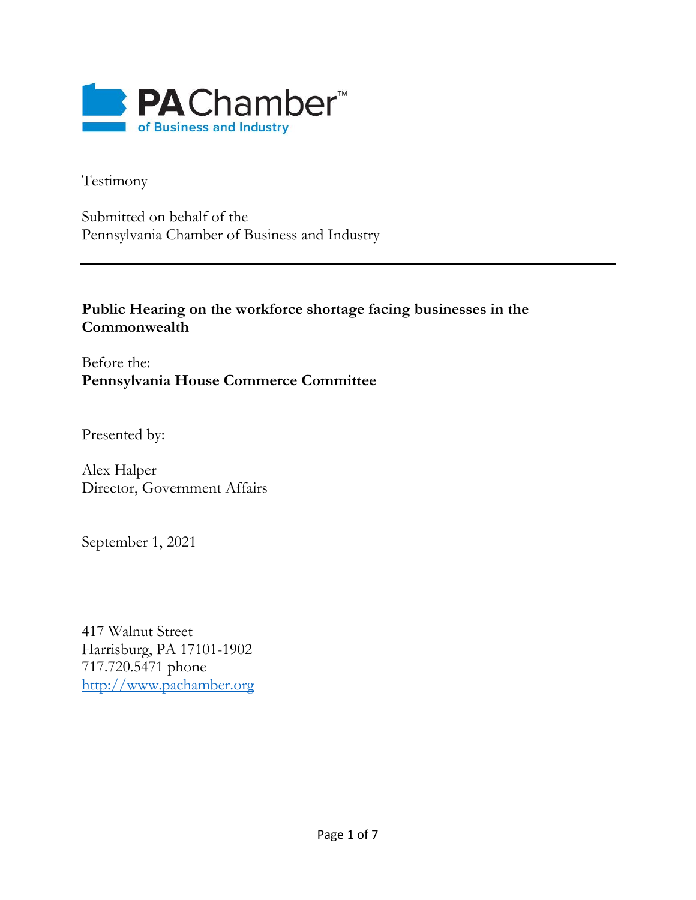PA Chamber™ of Business and Industry

Testimony

Submitted on behalf of the
Pennsylvania Chamber of Business and Industry

---

**Public Hearing on the workforce shortage facing businesses in the Commonwealth**

Before the:
**Pennsylvania House Commerce Committee**

Presented by:

Alex Halper
Director, Government Affairs

September 1, 2021

417 Walnut Street
Harrisburg, PA 17101-1902
717.720.5471 phone
http://www.pachamber.org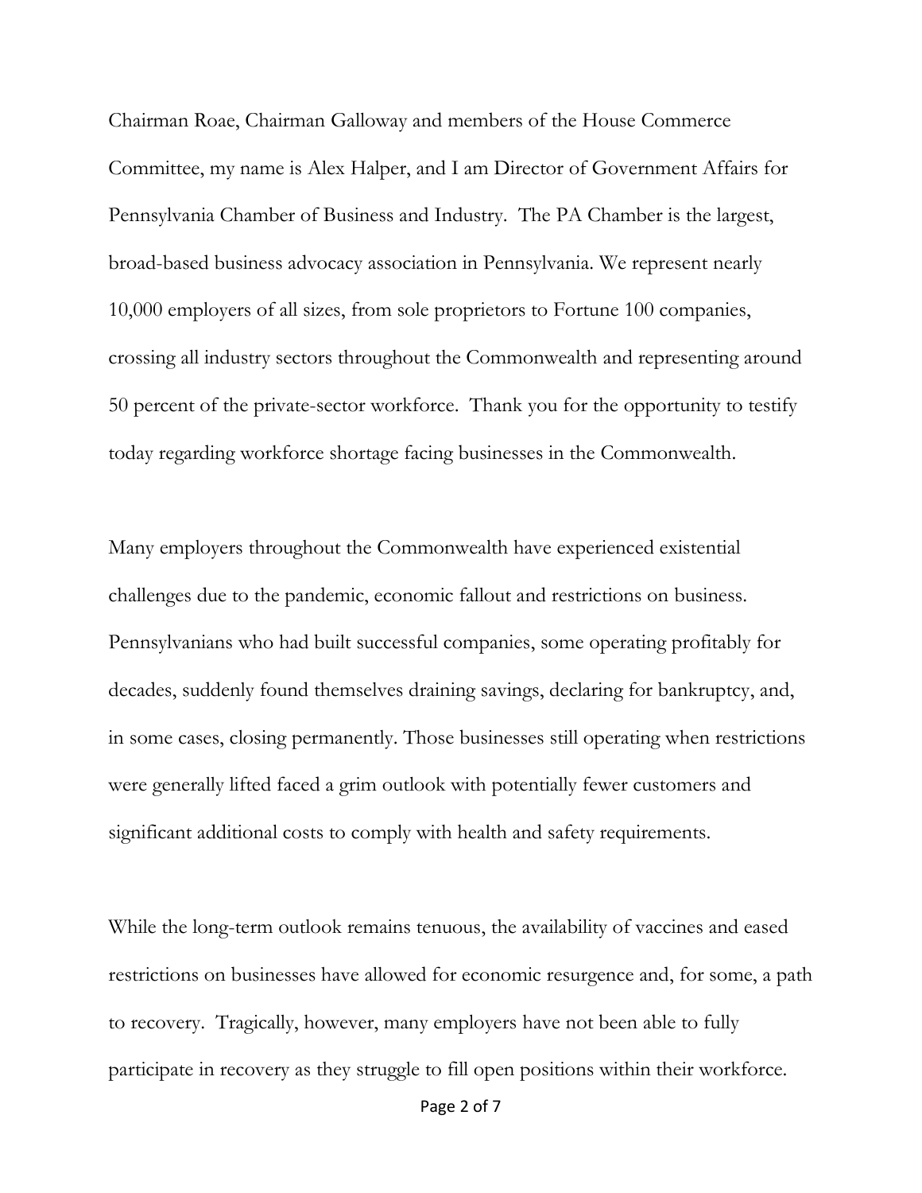Chairman Roae, Chairman Galloway and members of the House Commerce Committee, my name is Alex Halper, and I am Director of Government Affairs for Pennsylvania Chamber of Business and Industry. The PA Chamber is the largest, broad-based business advocacy association in Pennsylvania. We represent nearly 10,000 employers of all sizes, from sole proprietors to Fortune 100 companies, crossing all industry sectors throughout the Commonwealth and representing around 50 percent of the private-sector workforce. Thank you for the opportunity to testify today regarding workforce shortage facing businesses in the Commonwealth.

Many employers throughout the Commonwealth have experienced existential challenges due to the pandemic, economic fallout and restrictions on business. Pennsylvanians who had built successful companies, some operating profitably for decades, suddenly found themselves draining savings, declaring for bankruptcy, and, in some cases, closing permanently. Those businesses still operating when restrictions were generally lifted faced a grim outlook with potentially fewer customers and significant additional costs to comply with health and safety requirements.

While the long-term outlook remains tenuous, the availability of vaccines and eased restrictions on businesses have allowed for economic resurgence and, for some, a path to recovery. Tragically, however, many employers have not been able to fully participate in recovery as they struggle to fill open positions within their workforce.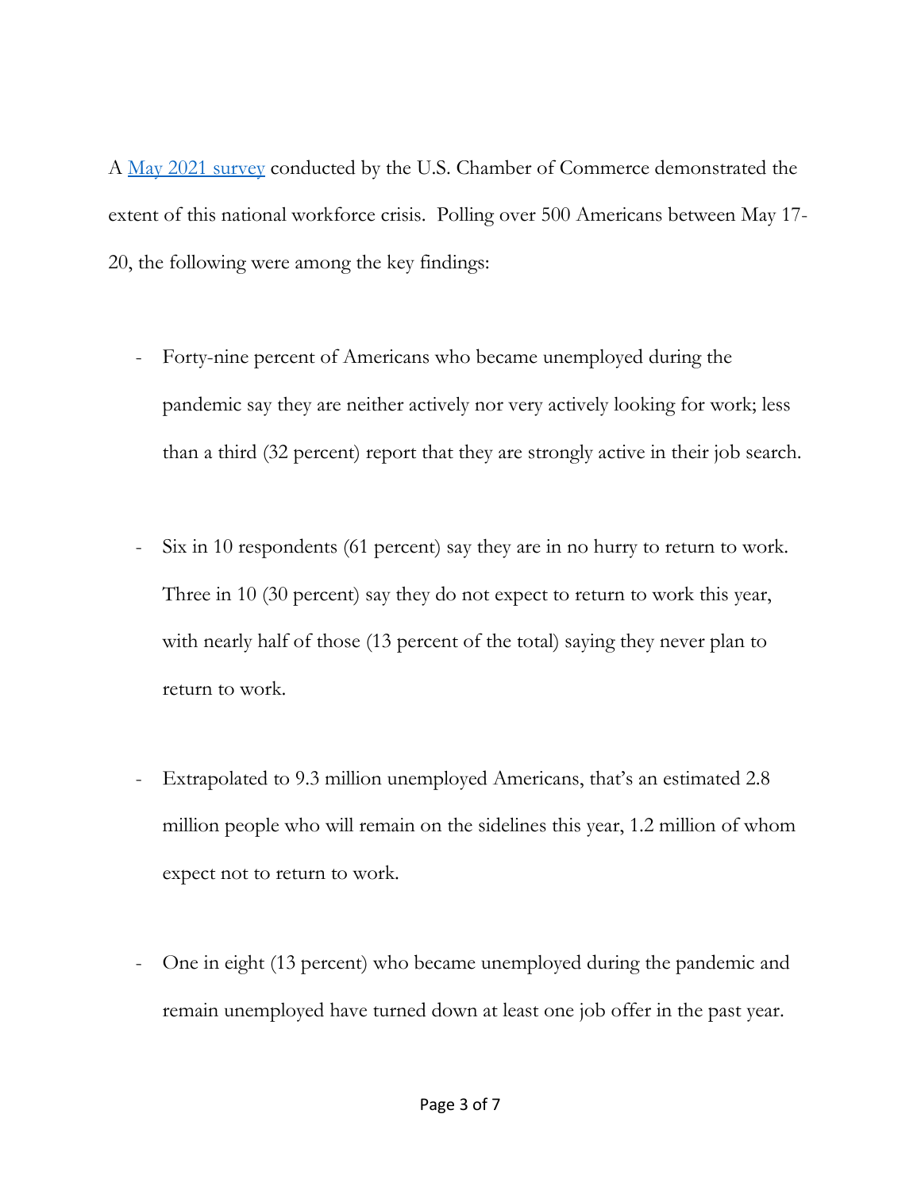A [May 2021 survey]() conducted by the U.S. Chamber of Commerce demonstrated the extent of this national workforce crisis. Polling over 500 Americans between May 17-20, the following were among the key findings:

- Forty-nine percent of Americans who became unemployed during the pandemic say they are neither actively nor very actively looking for work; less than a third (32 percent) report that they are strongly active in their job search.

- Six in 10 respondents (61 percent) say they are in no hurry to return to work. Three in 10 (30 percent) say they do not expect to return to work this year, with nearly half of those (13 percent of the total) saying they never plan to return to work.

- Extrapolated to 9.3 million unemployed Americans, that's an estimated 2.8 million people who will remain on the sidelines this year, 1.2 million of whom expect not to return to work.

- One in eight (13 percent) who became unemployed during the pandemic and remain unemployed have turned down at least one job offer in the past year.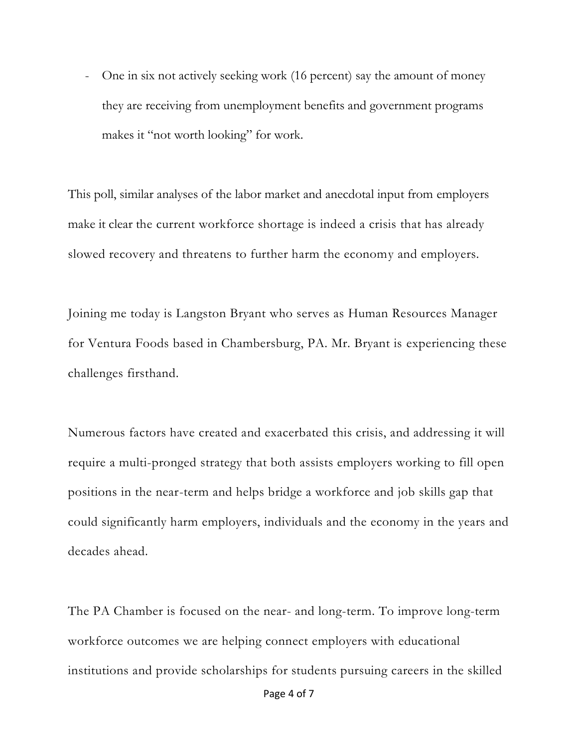- One in six not actively seeking work (16 percent) say the amount of money they are receiving from unemployment benefits and government programs makes it "not worth looking" for work.

This poll, similar analyses of the labor market and anecdotal input from employers make it clear the current workforce shortage is indeed a crisis that has already slowed recovery and threatens to further harm the economy and employers.

Joining me today is Langston Bryant who serves as Human Resources Manager for Ventura Foods based in Chambersburg, PA. Mr. Bryant is experiencing these challenges firsthand.

Numerous factors have created and exacerbated this crisis, and addressing it will require a multi-pronged strategy that both assists employers working to fill open positions in the near-term and helps bridge a workforce and job skills gap that could significantly harm employers, individuals and the economy in the years and decades ahead.

The PA Chamber is focused on the near- and long-term. To improve long-term workforce outcomes we are helping connect employers with educational institutions and provide scholarships for students pursuing careers in the skilled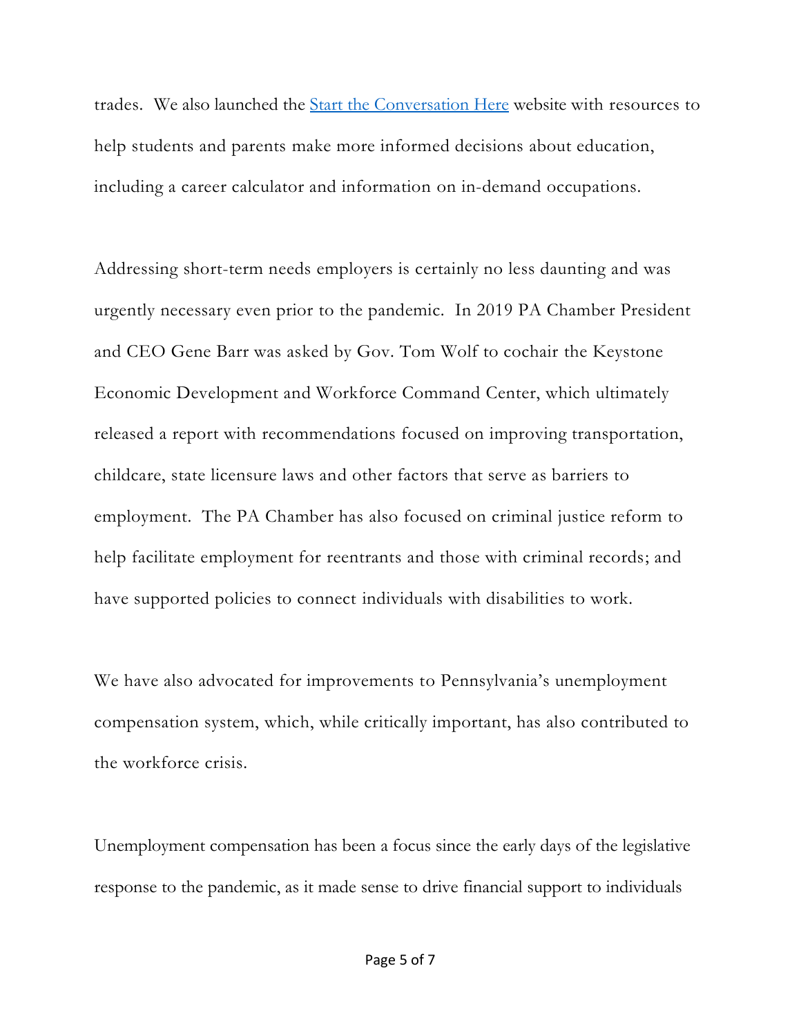trades. We also launched the [Start the Conversation Here]() website with resources to help students and parents make more informed decisions about education, including a career calculator and information on in-demand occupations.

Addressing short-term needs employers is certainly no less daunting and was urgently necessary even prior to the pandemic. In 2019 PA Chamber President and CEO Gene Barr was asked by Gov. Tom Wolf to cochair the Keystone Economic Development and Workforce Command Center, which ultimately released a report with recommendations focused on improving transportation, childcare, state licensure laws and other factors that serve as barriers to employment. The PA Chamber has also focused on criminal justice reform to help facilitate employment for reentrants and those with criminal records; and have supported policies to connect individuals with disabilities to work.

We have also advocated for improvements to Pennsylvania's unemployment compensation system, which, while critically important, has also contributed to the workforce crisis.

Unemployment compensation has been a focus since the early days of the legislative response to the pandemic, as it made sense to drive financial support to individuals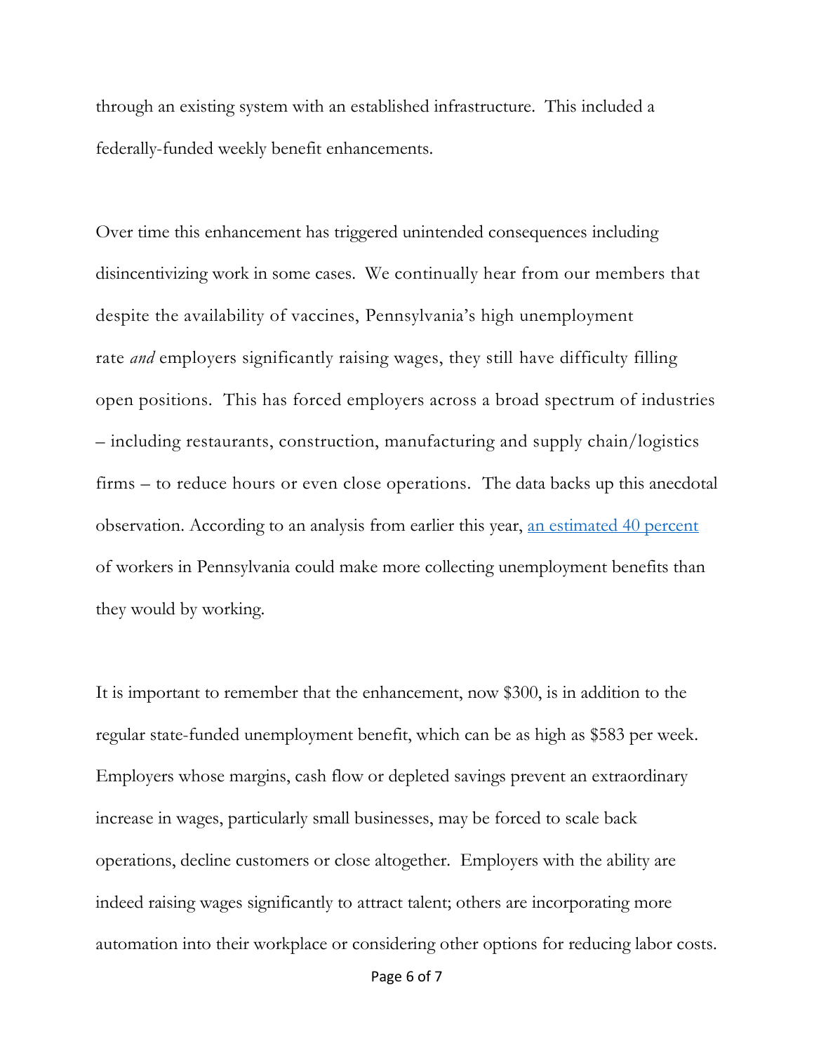through an existing system with an established infrastructure.  This included a federally-funded weekly benefit enhancements.

Over time this enhancement has triggered unintended consequences including disincentivizing work in some cases.  We continually hear from our members that despite the availability of vaccines, Pennsylvania's high unemployment rate *and* employers significantly raising wages, they still have difficulty filling open positions.  This has forced employers across a broad spectrum of industries – including restaurants, construction, manufacturing and supply chain/logistics firms – to reduce hours or even close operations.  The data backs up this anecdotal observation. According to an analysis from earlier this year, an estimated 40 percent of workers in Pennsylvania could make more collecting unemployment benefits than they would by working.

It is important to remember that the enhancement, now $300, is in addition to the regular state-funded unemployment benefit, which can be as high as $583 per week. Employers whose margins, cash flow or depleted savings prevent an extraordinary increase in wages, particularly small businesses, may be forced to scale back operations, decline customers or close altogether.  Employers with the ability are indeed raising wages significantly to attract talent; others are incorporating more automation into their workplace or considering other options for reducing labor costs.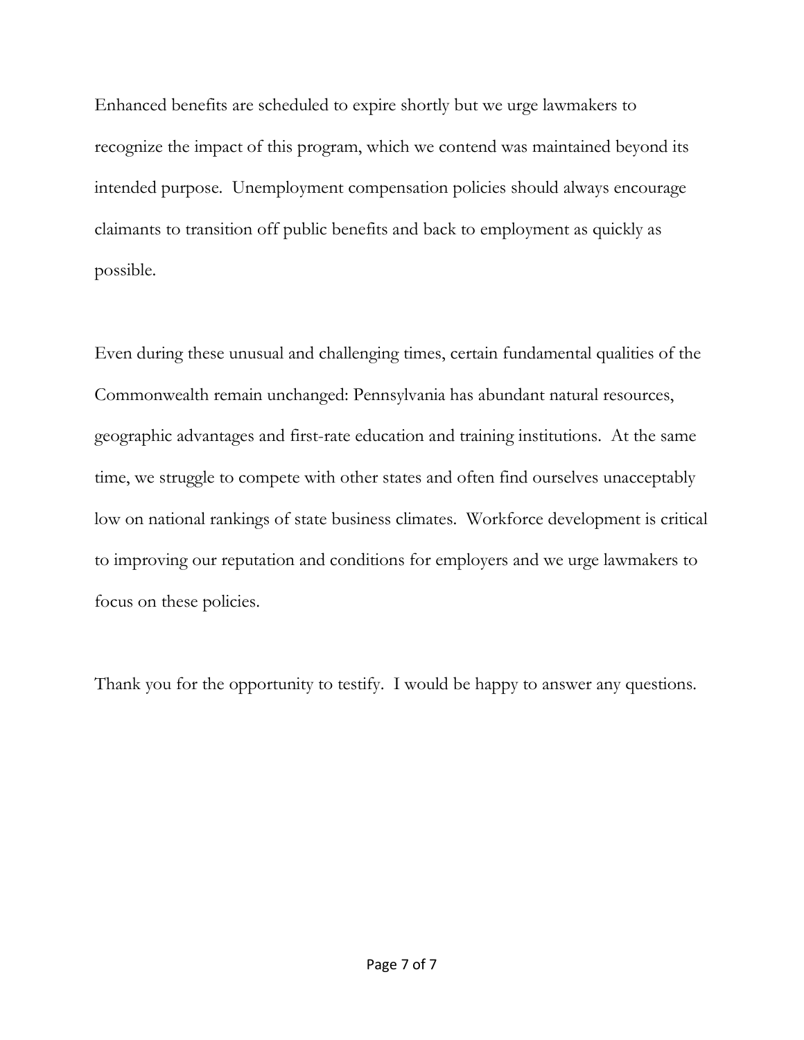Enhanced benefits are scheduled to expire shortly but we urge lawmakers to recognize the impact of this program, which we contend was maintained beyond its intended purpose. Unemployment compensation policies should always encourage claimants to transition off public benefits and back to employment as quickly as possible.

Even during these unusual and challenging times, certain fundamental qualities of the Commonwealth remain unchanged: Pennsylvania has abundant natural resources, geographic advantages and first-rate education and training institutions. At the same time, we struggle to compete with other states and often find ourselves unacceptably low on national rankings of state business climates. Workforce development is critical to improving our reputation and conditions for employers and we urge lawmakers to focus on these policies.

Thank you for the opportunity to testify. I would be happy to answer any questions.